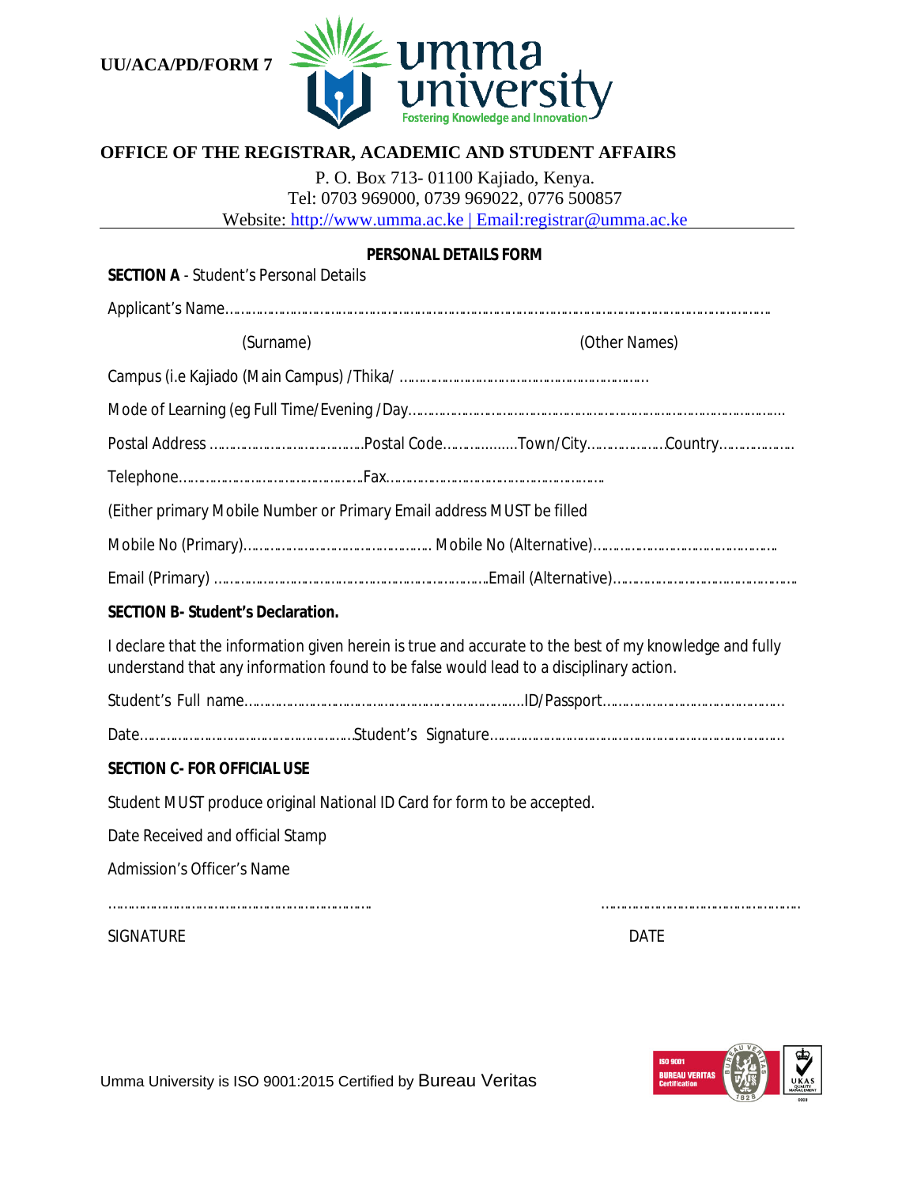UU/ACA/PD/FORM 7

umma university
Fostering Knowledge and Innovation

## OFFICE OF THE REGISTRAR, ACADEMIC AND STUDENT AFFAIRS

P. O. Box 713- 01100 Kajiado, Kenya.
Tel: 0703 969000, 0739 969022, 0776 500857
Website: http://www.umma.ac.ke | Email:registrar@umma.ac.ke

### PERSONAL DETAILS FORM

**SECTION A** - Student's Personal Details

Applicant's Name…………………………………………………………………………………………………………………

(Surname) (Other Names)

Campus (i.e Kajiado (Main Campus) /Thika/ ……………………………………………………

Mode of Learning (eg Full Time/Evening /Day……………………………………………………………………………………

Postal Address …………………………………Postal Code……………….Town/City…………………Country…………………

Telephone……………………………………………Fax…………………………………………………

(Either primary Mobile Number or Primary Email address MUST be filled

Mobile No (Primary)…………………………………………… Mobile No (Alternative)……………………………………………

Email (Primary) ………………………………………………………………Email (Alternative)……………………………………………

**SECTION B- Student's Declaration.**

I declare that the information given herein is true and accurate to the best of my knowledge and fully understand that any information found to be false would lead to a disciplinary action.

Student's Full name…………………………………………………………………ID/Passport…………………………………………

Date…………………………………………………Student's Signature………………………………………………………………………

**SECTION C- FOR OFFICIAL USE**

Student MUST produce original National ID Card for form to be accepted.

Date Received and official Stamp

Admission's Officer's Name

…………………………………………………………… ……………………………………………

SIGNATURE DATE

Umma University is ISO 9001:2015 Certified by Bureau Veritas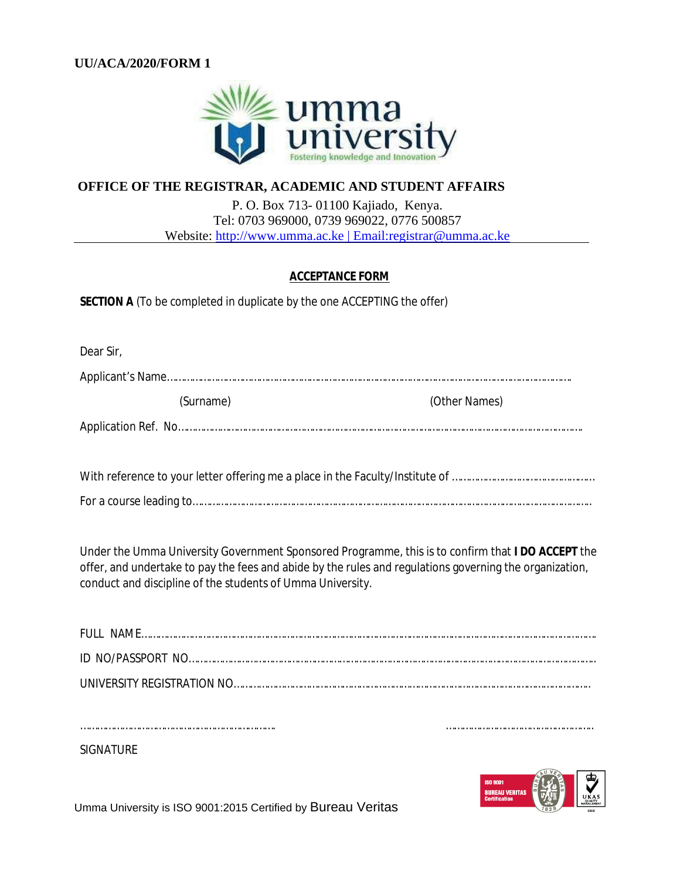UU/ACA/2020/FORM 1

**OFFICE OF THE REGISTRAR, ACADEMIC AND STUDENT AFFAIRS**

P. O. Box 713- 01100 Kajiado, Kenya.
Tel: 0703 969000, 0739 969022, 0776 500857
Website: http://www.umma.ac.ke | Email:registrar@umma.ac.ke

## ACCEPTANCE FORM

**SECTION A** (To be completed in duplicate by the one ACCEPTING the offer)

Dear Sir,

Applicant's Name……………………………………………………………………………………………………………………

(Surname) (Other Names)

Application Ref. No………………………………………………………………………………………………………………

With reference to your letter offering me a place in the Faculty/Institute of ……………………………………………

For a course leading to……………………………………………………………………………………………………………

Under the Umma University Government Sponsored Programme, this is to confirm that **I DO ACCEPT** the offer, and undertake to pay the fees and abide by the rules and regulations governing the organization, conduct and discipline of the students of Umma University.

FULL NAME…………………………………………………………………………………………………………………………

ID NO/PASSPORT NO……………………………………………………………………………………………………………

UNIVERSITY REGISTRATION NO……………………………………………………………………………………………

……………………………………………… ……………………………………

SIGNATURE

Umma University is ISO 9001:2015 Certified by Bureau Veritas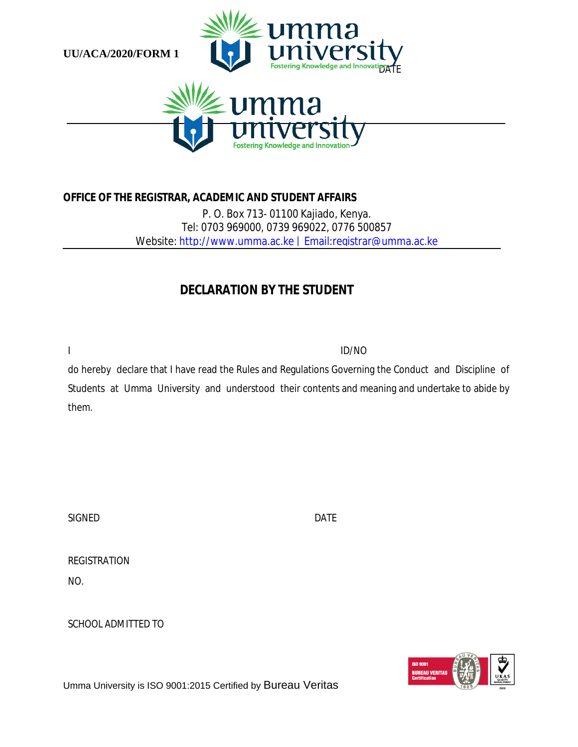UU/ACA/2020/FORM 1

DATE

**OFFICE OF THE REGISTRAR, ACADEMIC AND STUDENT AFFAIRS**

P. O. Box 713- 01100 Kajiado, Kenya.
Tel: 0703 969000, 0739 969022, 0776 500857
Website: http://www.umma.ac.ke | Email:registrar@umma.ac.ke

## DECLARATION BY THE STUDENT

I ID/NO

do hereby declare that I have read the Rules and Regulations Governing the Conduct and Discipline of Students at Umma University and understood their contents and meaning and undertake to abide by them.

SIGNED DATE

REGISTRATION NO.

SCHOOL ADMITTED TO

Umma University is ISO 9001:2015 Certified by Bureau Veritas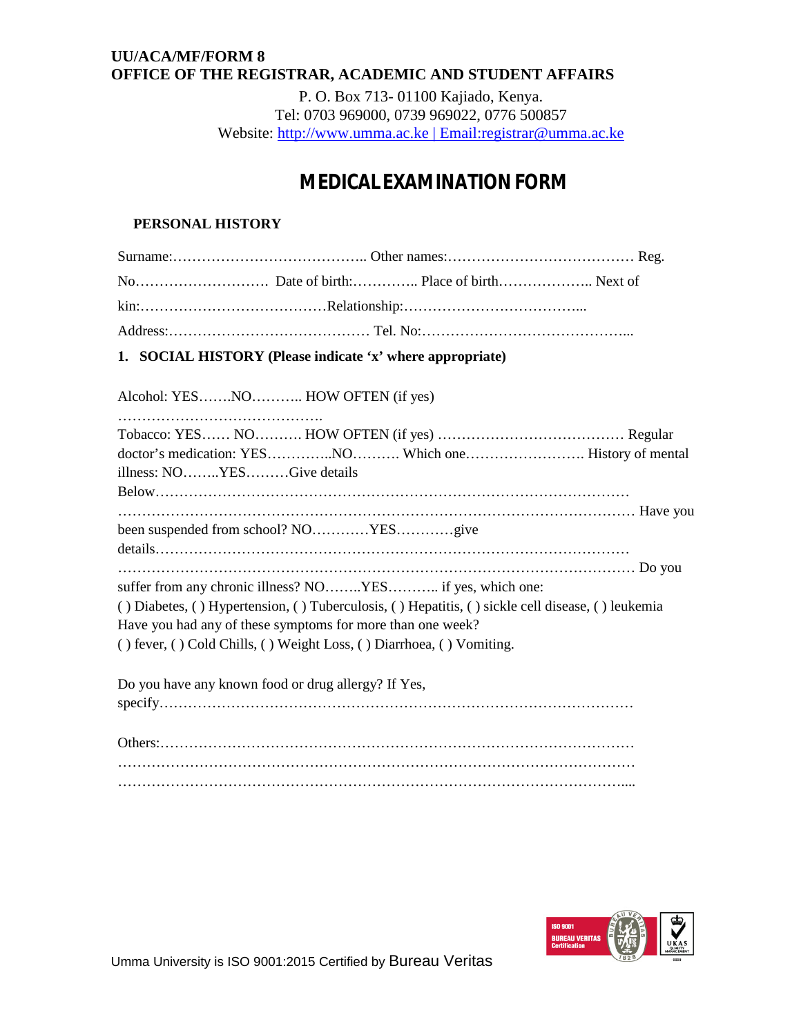**UU/ACA/MF/FORM 8**
**OFFICE OF THE REGISTRAR, ACADEMIC AND STUDENT AFFAIRS**

P. O. Box 713- 01100 Kajiado, Kenya.
Tel: 0703 969000, 0739 969022, 0776 500857
Website: http://www.umma.ac.ke | Email:registrar@umma.ac.ke

# MEDICAL EXAMINATION FORM

## PERSONAL HISTORY

Surname:………………………………….. Other names:………………………………… Reg. No………………………. Date of birth:………….. Place of birth……………….. Next of kin:…………………………………Relationship:………………………………...

Address:…………………………………… Tel. No:……………………………………...

**1. SOCIAL HISTORY (Please indicate 'x' where appropriate)**

Alcohol: YES…….NO……….. HOW OFTEN (if yes) …………………………………….

Tobacco: YES…… NO………. HOW OFTEN (if yes) ………………………………… Regular doctor's medication: YES…………..NO………. Which one……………………. History of mental illness: NO……..YES………Give details Below……………………………………………………………………………………

………………………………………………………………………………………… Have you been suspended from school? NO…………YES…………give details……………………………………………………………………………………

………………………………………………………………………………………… Do you suffer from any chronic illness? NO……..YES……….. if yes, which one:

( ) Diabetes, ( ) Hypertension, ( ) Tuberculosis, ( ) Hepatitis, ( ) sickle cell disease, ( ) leukemia

Have you had any of these symptoms for more than one week?

( ) fever, ( ) Cold Chills, ( ) Weight Loss, ( ) Diarrhoea, ( ) Vomiting.

Do you have any known food or drug allergy? If Yes, specify…………………………………………………………………………………

Others:……………………………………………………………………………………
…………………………………………………………………………………………
……………………………………………………………………………………….....

Umma University is ISO 9001:2015 Certified by Bureau Veritas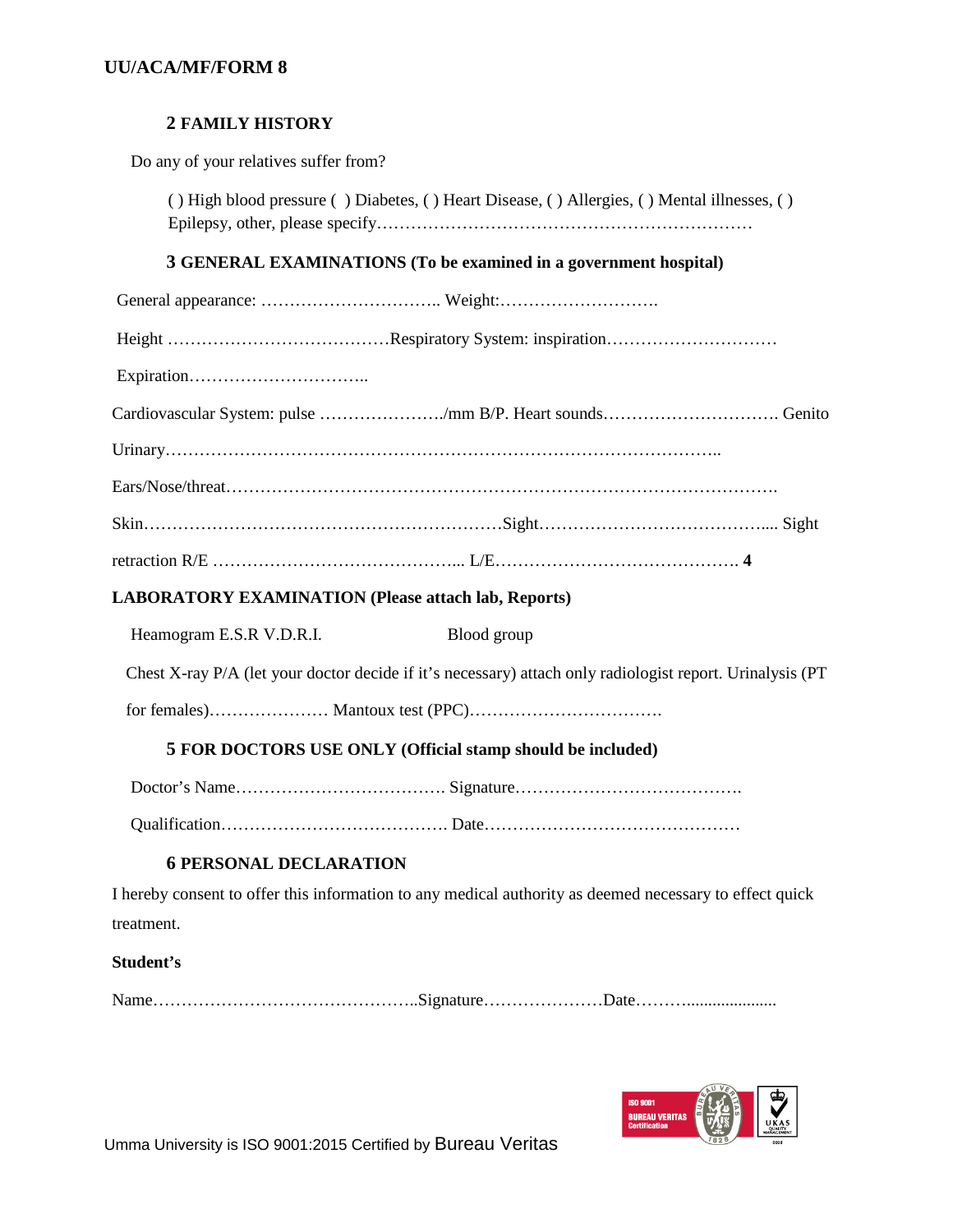UU/ACA/MF/FORM 8

## 2 FAMILY HISTORY

Do any of your relatives suffer from?

( ) High blood pressure ( ) Diabetes, ( ) Heart Disease, ( ) Allergies, ( ) Mental illnesses, ( ) Epilepsy, other, please specify…………………………………………………………

## 3 GENERAL EXAMINATIONS (To be examined in a government hospital)

General appearance: ………………………….. Weight:……………………….

Height …………………………………Respiratory System: inspiration…………………………

Expiration…………………………..

Cardiovascular System: pulse …………………./mm B/P. Heart sounds…………………………. Genito Urinary………………………………………………………………………………..

Ears/Nose/threat…………………………………………………………………………………….

Skin………………………………………………………Sight………………………………….... Sight retraction R/E ……………………………………... L/E……………………………………. **4**

## LABORATORY EXAMINATION (Please attach lab, Reports)

Heamogram E.S.R V.D.R.I. Blood group

Chest X-ray P/A (let your doctor decide if it's necessary) attach only radiologist report. Urinalysis (PT for females)………………… Mantoux test (PPC)…………………………….

## 5 FOR DOCTORS USE ONLY (Official stamp should be included)

Doctor's Name………………………………. Signature………………………………….

Qualification…………………………………. Date………………………………………

## 6 PERSONAL DECLARATION

I hereby consent to offer this information to any medical authority as deemed necessary to effect quick treatment.

**Student's**

Name………………………………………..Signature…………………Date……….....................

Umma University is ISO 9001:2015 Certified by Bureau Veritas